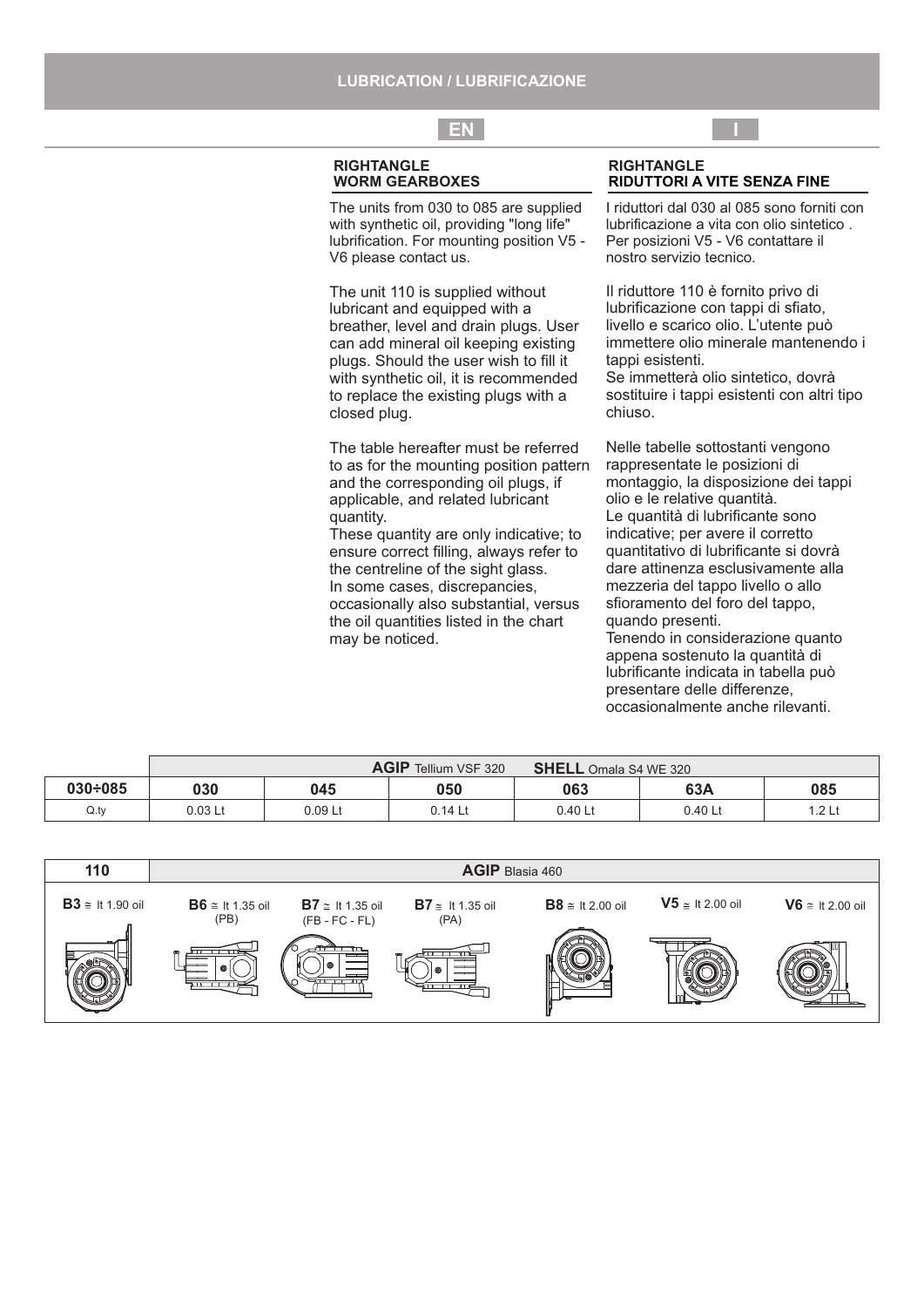# LUBRICATION / LUBRIFICAZIONE

**EN**

## RIGHTANGLE WORM GEARBOXES

The units from 030 to 085 are supplied with synthetic oil, providing "long life" lubrification. For mounting position V5 - V6 please contact us.

The unit 110 is supplied without lubricant and equipped with a breather, level and drain plugs. User can add mineral oil keeping existing plugs. Should the user wish to fill it with synthetic oil, it is recommended to replace the existing plugs with a closed plug.

The table hereafter must be referred to as for the mounting position pattern and the corresponding oil plugs, if applicable, and related lubricant quantity.
These quantity are only indicative; to ensure correct filling, always refer to the centreline of the sight glass.
In some cases, discrepancies, occasionally also substantial, versus the oil quantities listed in the chart may be noticed.

**I**

## RIGHTANGLE RIDUTTORI A VITE SENZA FINE

I riduttori dal 030 al 085 sono forniti con lubrificazione a vita con olio sintetico . Per posizioni V5 - V6 contattare il nostro servizio tecnico.

Il riduttore 110 è fornito privo di lubrificazione con tappi di sfiato, livello e scarico olio. L'utente può immettere olio minerale mantenendo i tappi esistenti.
Se immetterà olio sintetico, dovrà sostituire i tappi esistenti con altri tipo chiuso.

Nelle tabelle sottostanti vengono rappresentate le posizioni di montaggio, la disposizione dei tappi olio e le relative quantità.
Le quantità di lubrificante sono indicative; per avere il corretto quantitativo di lubrificante si dovrà dare attinenza esclusivamente alla mezzeria del tappo livello o allo sfioramento del foro del tappo, quando presenti.
Tenendo in considerazione quanto appena sostenuto la quantità di lubrificante indicata in tabella può presentare delle differenze, occasionalmente anche rilevanti.

| | **AGIP** Tellium VSF 320 **SHELL** Omala S4 WE 320 | | | | | |
|---|---|---|---|---|---|---|
| **030÷085** | **030** | **045** | **050** | **063** | **63A** | **085** |
| Q.ty | 0.03 Lt | 0.09 Lt | 0.14 Lt | 0.40 Lt | 0.40 Lt | 1.2 Lt |

| **110** | **AGIP** Blasia 460 | | | | | |
|---|---|---|---|---|---|---|
| **B3** ≅ lt 1.90 oil | **B6** ≅ lt 1.35 oil (PB) | **B7** ≅ lt 1.35 oil (FB - FC - FL) | **B7** ≅ lt 1.35 oil (PA) | **B8** ≅ lt 2.00 oil | **V5** ≅ lt 2.00 oil | **V6** ≅ lt 2.00 oil |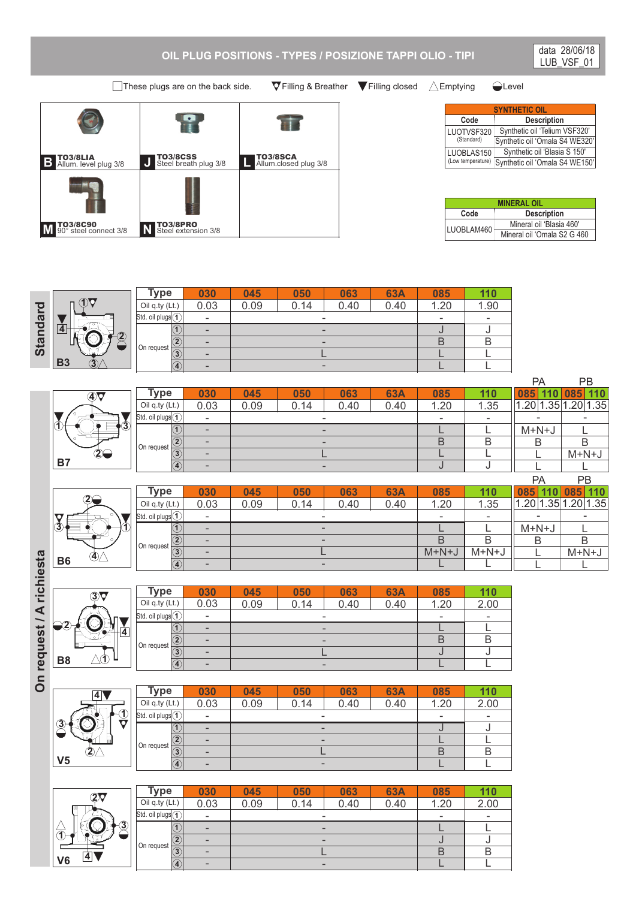# OIL PLUG POSITIONS - TYPES / POSIZIONE TAPPI OLIO - TIPI

data 28/06/18
LUB_VSF_01

☐ These plugs are on the back side. ▽ Filling & Breather ▼ Filling closed △ Emptying ◒ Level

| | | |
|---|---|---|
| **B** **TO3/8LIA** Allum. level plug 3/8 | **J** **TO3/8CSS** Steel breath plug 3/8 | **L** **TO3/8SCA** Allum.closed plug 3/8 |
| **M** **TO3/8C90** 90° steel connect 3/8 | **N** **TO3/8PRO** Steel extension 3/8 | |

**SYNTHETIC OIL**

| Code | Description |
|---|---|
| LUOTVSF320 (Standard) | Synthetic oil 'Telium VSF320' |
| | Synthetic oil 'Omala S4 WE320' |
| LUOBLAS150 (Low temperature) | Synthetic oil 'Blasia S 150' |
| | Synthetic oil 'Omala S4 WE150' |

**MINERAL OIL**

| Code | Description |
|---|---|
| LUOBLAM460 | Mineral oil 'Blasia 460' |
| | Mineral oil 'Omala S2 G 460 |

## Standard

**B3**

| Type | | 030 | 045 | 050 | 063 | 63A | 085 | 110 |
|---|---|---|---|---|---|---|---|---|
| Oil q.ty (Lt.) | | 0.03 | 0.09 | 0.14 | 0.40 | 0.40 | 1.20 | 1.90 |
| Std. oil plugs | 1 | - | - | | | | - | - |
| On request | 1 | - | - | | | | J | J |
| | 2 | - | - | | | | B | B |
| | 3 | - | L | | | | L | L |
| | 4 | - | - | | | | L | L |

## On request / A richiesta

**B7**

| Type | | 030 | 045 | 050 | 063 | 63A | 085 | 110 | PA 085 | PA 110 | PB 085 | PB 110 |
|---|---|---|---|---|---|---|---|---|---|---|---|---|
| Oil q.ty (Lt.) | | 0.03 | 0.09 | 0.14 | 0.40 | 0.40 | 1.20 | 1.35 | 1.20 | 1.35 | 1.20 | 1.35 |
| Std. oil plugs | 1 | - | - | | | | - | - | - | | - | |
| On request | 1 | - | - | | | | L | L | M+N+J | | L | |
| | 2 | - | - | | | | B | B | B | | B | |
| | 3 | - | L | | | | L | L | L | | M+N+J | |
| | 4 | - | - | | | | J | J | L | | L | |

**B6**

| Type | | 030 | 045 | 050 | 063 | 63A | 085 | 110 | PA 085 | PA 110 | PB 085 | PB 110 |
|---|---|---|---|---|---|---|---|---|---|---|---|---|
| Oil q.ty (Lt.) | | 0.03 | 0.09 | 0.14 | 0.40 | 0.40 | 1.20 | 1.35 | 1.20 | 1.35 | 1.20 | 1.35 |
| Std. oil plugs | 1 | - | - | | | | - | - | - | | - | |
| On request | 1 | - | - | | | | L | L | M+N+J | | L | |
| | 2 | - | - | | | | B | B | B | | B | |
| | 3 | - | L | | | | M+N+J | M+N+J | L | | M+N+J | |
| | 4 | - | - | | | | L | L | L | | L | |

**B8**

| Type | | 030 | 045 | 050 | 063 | 63A | 085 | 110 |
|---|---|---|---|---|---|---|---|---|
| Oil q.ty (Lt.) | | 0.03 | 0.09 | 0.14 | 0.40 | 0.40 | 1.20 | 2.00 |
| Std. oil plugs | 1 | - | - | | | | - | - |
| On request | 1 | - | - | | | | L | L |
| | 2 | - | - | | | | B | B |
| | 3 | - | L | | | | J | J |
| | 4 | - | - | | | | L | L |

**V5**

| Type | | 030 | 045 | 050 | 063 | 63A | 085 | 110 |
|---|---|---|---|---|---|---|---|---|
| Oil q.ty (Lt.) | | 0.03 | 0.09 | 0.14 | 0.40 | 0.40 | 1.20 | 2.00 |
| Std. oil plugs | 1 | - | - | | | | - | - |
| On request | 1 | - | - | | | | J | J |
| | 2 | - | - | | | | L | L |
| | 3 | - | L | | | | B | B |
| | 4 | - | - | | | | L | L |

**V6**

| Type | | 030 | 045 | 050 | 063 | 63A | 085 | 110 |
|---|---|---|---|---|---|---|---|---|
| Oil q.ty (Lt.) | | 0.03 | 0.09 | 0.14 | 0.40 | 0.40 | 1.20 | 2.00 |
| Std. oil plugs | 1 | - | - | | | | - | - |
| On request | 1 | - | - | | | | L | L |
| | 2 | - | - | | | | J | J |
| | 3 | - | L | | | | B | B |
| | 4 | - | - | | | | L | L |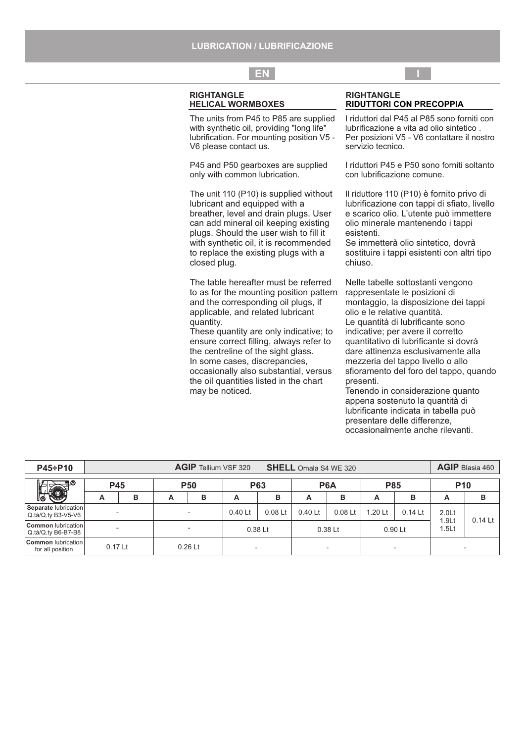## LUBRICATION / LUBRIFICAZIONE

**EN**

### RIGHTANGLE HELICAL WORMBOXES

The units from P45 to P85 are supplied with synthetic oil, providing "long life" lubrification. For mounting position V5 - V6 please contact us.

P45 and P50 gearboxes are supplied only with common lubrication.

The unit 110 (P10) is supplied without lubricant and equipped with a breather, level and drain plugs. User can add mineral oil keeping existing plugs. Should the user wish to fill it with synthetic oil, it is recommended to replace the existing plugs with a closed plug.

The table hereafter must be referred to as for the mounting position pattern and the corresponding oil plugs, if applicable, and related lubricant quantity.
These quantity are only indicative; to ensure correct filling, always refer to the centreline of the sight glass.
In some cases, discrepancies, occasionally also substantial, versus the oil quantities listed in the chart may be noticed.

**I**

### RIGHTANGLE RIDUTTORI CON PRECOPPIA

I riduttori dal P45 al P85 sono forniti con lubrificazione a vita ad olio sintetico . Per posizioni V5 - V6 contattare il nostro servizio tecnico.

I riduttori P45 e P50 sono forniti soltanto con lubrificazione comune.

Il riduttore 110 (P10) è fornito privo di lubrificazione con tappi di sfiato, livello e scarico olio. L'utente può immettere olio minerale mantenendo i tappi esistenti.
Se immetterà olio sintetico, dovrà sostituire i tappi esistenti con altri tipo chiuso.

Nelle tabelle sottostanti vengono rappresentate le posizioni di montaggio, la disposizione dei tappi olio e le relative quantità.
Le quantità di lubrificante sono indicative; per avere il corretto quantitativo di lubrificante si dovrà dare attinenza esclusivamente alla mezzeria del tappo livello o allo sfioramento del foro del tappo, quando presenti.
Tenendo in considerazione quanto appena sostenuto la quantità di lubrificante indicata in tabella può presentare delle differenze, occasionalmente anche rilevanti.

| P45÷P10 | AGIP Tellium VSF 320 SHELL Omala S4 WE 320 | | | | | | | | | | AGIP Blasia 460 | |
|---|---|---|---|---|---|---|---|---|---|---|---|---|
| | P45 | | P50 | | P63 | | P6A | | P85 | | P10 | |
| | A | B | A | B | A | B | A | B | A | B | A | B |
| **Separate** lubrication Q.tà/Q.ty B3-V5-V6 | - | | - | | 0.40 Lt | 0.08 Lt | 0.40 Lt | 0.08 Lt | 1.20 Lt | 0.14 Lt | 2.0Lt | 0.14 Lt |
| **Common** lubrication Q.tà/Q.ty B6-B7-B8 | - | | - | | 0.38 Lt | | 0.38 Lt | | 0.90 Lt | | 1.9Lt 1.5Lt | |
| **Common** lubrication for all position | 0.17 Lt | | 0.26 Lt | | - | | - | | - | | - | |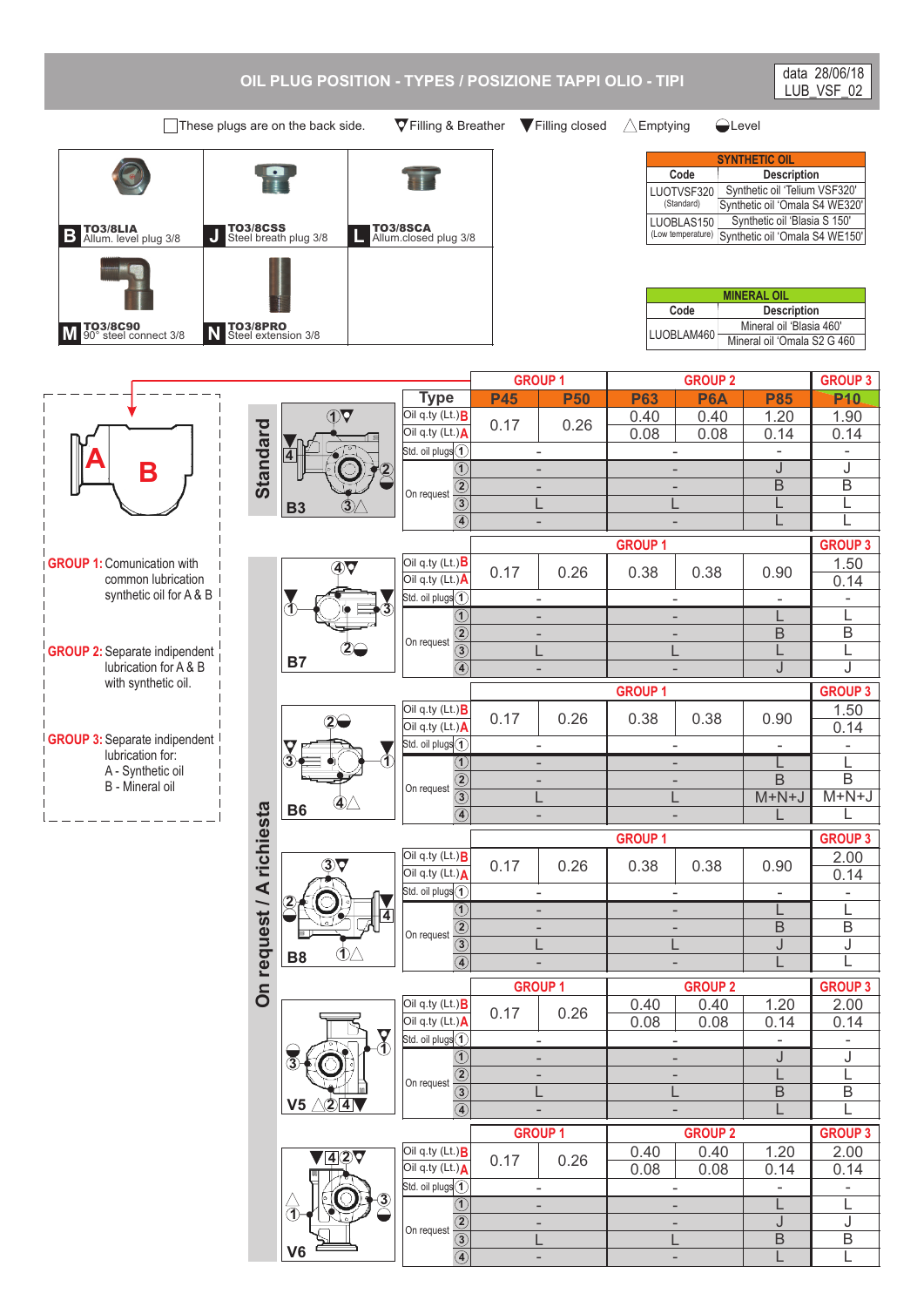# OIL PLUG POSITION - TYPES / POSIZIONE TAPPI OLIO - TIPI

data 28/06/18
LUB_VSF_02

☐ These plugs are on the back side. ▽ Filling & Breather ▼ Filling closed △ Emptying ◒ Level

| | |
|---|---|
| **B** TO3/8LIA Allum. level plug 3/8 | **J** TO3/8CSS Steel breath plug 3/8 |
| **L** TO3/8SCA Allum.closed plug 3/8 | **M** TO3/8C90 90° steel connect 3/8 |
| **N** TO3/8PRO Steel extension 3/8 | |

| SYNTHETIC OIL | |
|---|---|
| Code | Description |
| LUOTVSF320 (Standard) | Synthetic oil 'Telium VSF320' / Synthetic oil 'Omala S4 WE320' |
| LUOBLAS150 (Low temperature) | Synthetic oil 'Blasia S 150' / Synthetic oil 'Omala S4 WE150' |

| MINERAL OIL | |
|---|---|
| Code | Description |
| LUOBLAM460 | Mineral oil 'Blasia 460' / Mineral oil 'Omala S2 G 460 |

**GROUP 1:** Comunication with common lubrication synthetic oil for A & B

**GROUP 2:** Separate indipendent lubrication for A & B with synthetic oil.

**GROUP 3:** Separate indipendent lubrication for:
A - Synthetic oil
B - Mineral oil

## Standard

**B3**

| Type | | P45 | P50 | P63 | P6A | P85 | P10 |
|---|---|---|---|---|---|---|---|
| | | GROUP 1 | | GROUP 2 | | | GROUP 3 |
| Oil q.ty (Lt.) B | | 0.17 | 0.26 | 0.40 | 0.40 | 1.20 | 1.90 |
| Oil q.ty (Lt.) A | | | | 0.08 | 0.08 | 0.14 | 0.14 |
| Std. oil plugs | 1 | - | | - | | - | - |
| On request | 1 | - | | - | | J | J |
| | 2 | - | | - | | B | B |
| | 3 | L | | L | | L | L |
| | 4 | - | | - | | L | L |

## On request / A richiesta

**B7**

| Type | | P45 | P50 | P63 | P6A | P85 | P10 |
|---|---|---|---|---|---|---|---|
| | | GROUP 1 | | | | | GROUP 3 |
| Oil q.ty (Lt.) B | | 0.17 | 0.26 | 0.38 | 0.38 | 0.90 | 1.50 |
| Oil q.ty (Lt.) A | | | | | | | 0.14 |
| Std. oil plugs | 1 | - | | - | | - | - |
| On request | 1 | - | | - | | L | L |
| | 2 | - | | - | | B | B |
| | 3 | L | | L | | L | L |
| | 4 | - | | - | | J | J |

**B6**

| Type | | P45 | P50 | P63 | P6A | P85 | P10 |
|---|---|---|---|---|---|---|---|
| | | GROUP 1 | | | | | GROUP 3 |
| Oil q.ty (Lt.) B | | 0.17 | 0.26 | 0.38 | 0.38 | 0.90 | 1.50 |
| Oil q.ty (Lt.) A | | | | | | | 0.14 |
| Std. oil plugs | 1 | - | | - | | - | - |
| On request | 1 | - | | - | | L | L |
| | 2 | - | | - | | B | B |
| | 3 | L | | L | | M+N+J | M+N+J |
| | 4 | - | | - | | L | L |

**B8**

| Type | | P45 | P50 | P63 | P6A | P85 | P10 |
|---|---|---|---|---|---|---|---|
| | | GROUP 1 | | | | | GROUP 3 |
| Oil q.ty (Lt.) B | | 0.17 | 0.26 | 0.38 | 0.38 | 0.90 | 2.00 |
| Oil q.ty (Lt.) A | | | | | | | 0.14 |
| Std. oil plugs | 1 | - | | - | | - | - |
| On request | 1 | - | | - | | L | L |
| | 2 | - | | - | | B | B |
| | 3 | L | | L | | J | J |
| | 4 | - | | - | | L | L |

**V5**

| Type | | P45 | P50 | P63 | P6A | P85 | P10 |
|---|---|---|---|---|---|---|---|
| | | GROUP 1 | | GROUP 2 | | | GROUP 3 |
| Oil q.ty (Lt.) B | | 0.17 | 0.26 | 0.40 | 0.40 | 1.20 | 2.00 |
| Oil q.ty (Lt.) A | | | | 0.08 | 0.08 | 0.14 | 0.14 |
| Std. oil plugs | 1 | - | | - | | - | - |
| On request | 1 | - | | - | | J | J |
| | 2 | - | | - | | L | L |
| | 3 | L | | L | | B | B |
| | 4 | - | | - | | L | L |

**V6**

| Type | | P45 | P50 | P63 | P6A | P85 | P10 |
|---|---|---|---|---|---|---|---|
| | | GROUP 1 | | GROUP 2 | | | GROUP 3 |
| Oil q.ty (Lt.) B | | 0.17 | 0.26 | 0.40 | 0.40 | 1.20 | 2.00 |
| Oil q.ty (Lt.) A | | | | 0.08 | 0.08 | 0.14 | 0.14 |
| Std. oil plugs | 1 | - | | - | | - | - |
| On request | 1 | - | | - | | L | L |
| | 2 | - | | - | | J | J |
| | 3 | L | | L | | B | B |
| | 4 | - | | - | | L | L |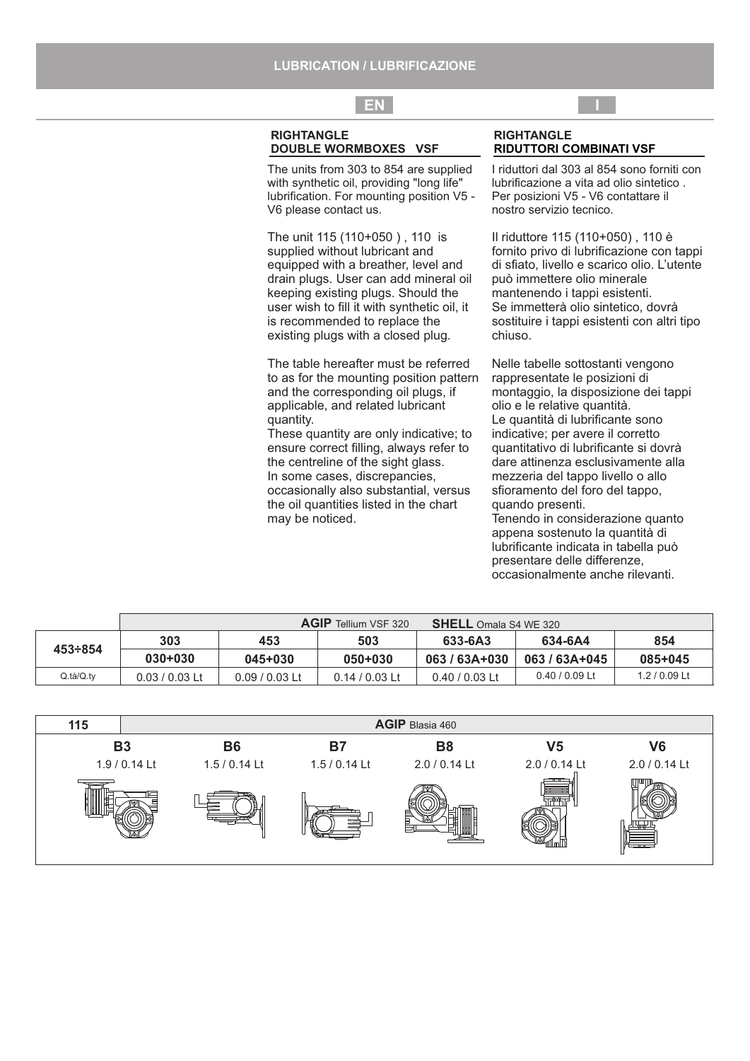## LUBRICATION / LUBRIFICAZIONE

**EN**

### RIGHTANGLE DOUBLE WORMBOXES VSF

The units from 303 to 854 are supplied with synthetic oil, providing "long life" lubrification. For mounting position V5 - V6 please contact us.

The unit 115 (110+050 ) , 110 is supplied without lubricant and equipped with a breather, level and drain plugs. User can add mineral oil keeping existing plugs. Should the user wish to fill it with synthetic oil, it is recommended to replace the existing plugs with a closed plug.

The table hereafter must be referred to as for the mounting position pattern and the corresponding oil plugs, if applicable, and related lubricant quantity.
These quantity are only indicative; to ensure correct filling, always refer to the centreline of the sight glass.
In some cases, discrepancies, occasionally also substantial, versus the oil quantities listed in the chart may be noticed.

**I**

### RIGHTANGLE RIDUTTORI COMBINATI VSF

I riduttori dal 303 al 854 sono forniti con lubrificazione a vita ad olio sintetico . Per posizioni V5 - V6 contattare il nostro servizio tecnico.

Il riduttore 115 (110+050) , 110 è fornito privo di lubrificazione con tappi di sfiato, livello e scarico olio. L'utente può immettere olio minerale mantenendo i tappi esistenti.
Se immetterà olio sintetico, dovrà sostituire i tappi esistenti con altri tipo chiuso.

Nelle tabelle sottostanti vengono rappresentate le posizioni di montaggio, la disposizione dei tappi olio e le relative quantità.
Le quantità di lubrificante sono indicative; per avere il corretto quantitativo di lubrificante si dovrà dare attinenza esclusivamente alla mezzeria del tappo livello o allo sfioramento del foro del tappo, quando presenti.
Tenendo in considerazione quanto appena sostenuto la quantità di lubrificante indicata in tabella può presentare delle differenze, occasionalmente anche rilevanti.

| | **AGIP** Tellium VSF 320 **SHELL** Omala S4 WE 320 | | | | | |
|---|---|---|---|---|---|---|
| **453÷854** | **303** | **453** | **503** | **633-6A3** | **634-6A4** | **854** |
| | **030+030** | **045+030** | **050+030** | **063 / 63A+030** | **063 / 63A+045** | **085+045** |
| Q.tà/Q.ty | 0.03 / 0.03 Lt | 0.09 / 0.03 Lt | 0.14 / 0.03 Lt | 0.40 / 0.03 Lt | 0.40 / 0.09 Lt | 1.2 / 0.09 Lt |

| **115** | **AGIP** Blasia 460 | | | | |
|---|---|---|---|---|---|
| **B3** | **B6** | **B7** | **B8** | **V5** | **V6** |
| 1.9 / 0.14 Lt | 1.5 / 0.14 Lt | 1.5 / 0.14 Lt | 2.0 / 0.14 Lt | 2.0 / 0.14 Lt | 2.0 / 0.14 Lt |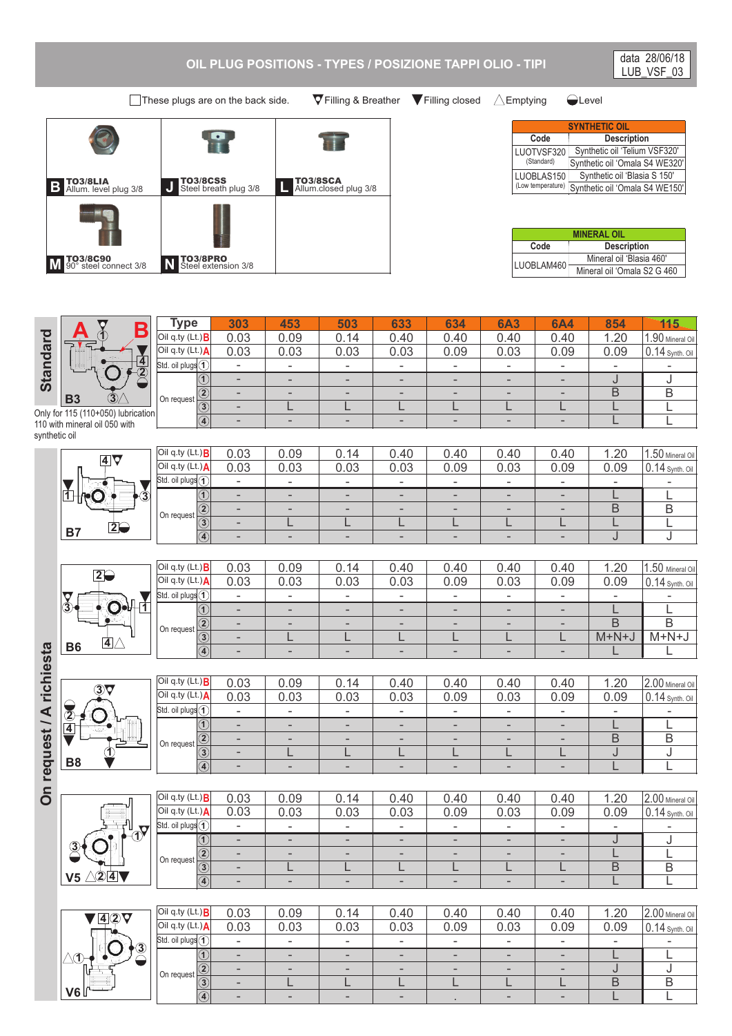# OIL PLUG POSITIONS - TYPES / POSIZIONE TAPPI OLIO - TIPI

data 28/06/18
LUB_VSF_03

☐ These plugs are on the back side. ▽ Filling & Breather ▼ Filling closed △ Emptying ◒ Level

| | | |
|---|---|---|
| **B** TO3/8LIA Allum. level plug 3/8 | **J** TO3/8CSS Steel breath plug 3/8 | **L** TO3/8SCA Allum.closed plug 3/8 |
| **M** TO3/8C90 90° steel connect 3/8 | **N** TO3/8PRO Steel extension 3/8 | |

| SYNTHETIC OIL | |
|---|---|
| **Code** | **Description** |
| LUOTVSF320 (Standard) | Synthetic oil 'Telium VSF320' |
| | Synthetic oil 'Omala S4 WE320' |
| LUOBLAS150 (Low temperature) | Synthetic oil 'Blasia S 150' |
| | Synthetic oil 'Omala S4 WE150' |

| MINERAL OIL | |
|---|---|
| **Code** | **Description** |
| LUOBLAM460 | Mineral oil 'Blasia 460' |
| | Mineral oil 'Omala S2 G 460' |

## Standard

### B3

Only for 115 (110+050) lubrication 110 with mineral oil 050 with synthetic oil

| Type | | 303 | 453 | 503 | 633 | 634 | 6A3 | 6A4 | 854 | 115 |
|---|---|---|---|---|---|---|---|---|---|---|
| Oil q.ty (Lt.) B | | 0.03 | 0.09 | 0.14 | 0.40 | 0.40 | 0.40 | 0.40 | 1.20 | 1.90 Mineral Oil |
| Oil q.ty (Lt.) A | | 0.03 | 0.03 | 0.03 | 0.03 | 0.09 | 0.03 | 0.09 | 0.09 | 0.14 Synth. Oil |
| Std. oil plugs | 1 | - | - | - | - | - | - | - | - | - |
| On request | 1 | - | - | - | - | - | - | - | J | J |
| | 2 | - | - | - | - | - | - | - | B | B |
| | 3 | - | L | L | L | L | L | L | L | L |
| | 4 | - | - | - | - | - | - | - | L | L |

## On request / A richiesta

### B7

| Type | | 303 | 453 | 503 | 633 | 634 | 6A3 | 6A4 | 854 | 115 |
|---|---|---|---|---|---|---|---|---|---|---|
| Oil q.ty (Lt.) B | | 0.03 | 0.09 | 0.14 | 0.40 | 0.40 | 0.40 | 0.40 | 1.20 | 1.50 Mineral Oil |
| Oil q.ty (Lt.) A | | 0.03 | 0.03 | 0.03 | 0.03 | 0.09 | 0.03 | 0.09 | 0.09 | 0.14 Synth. Oil |
| Std. oil plugs | 1 | - | - | - | - | - | - | - | - | - |
| On request | 1 | - | - | - | - | - | - | - | L | L |
| | 2 | - | - | - | - | - | - | - | B | B |
| | 3 | - | L | L | L | L | L | L | L | L |
| | 4 | - | - | - | - | - | - | - | J | J |

### B6

| Type | | 303 | 453 | 503 | 633 | 634 | 6A3 | 6A4 | 854 | 115 |
|---|---|---|---|---|---|---|---|---|---|---|
| Oil q.ty (Lt.) B | | 0.03 | 0.09 | 0.14 | 0.40 | 0.40 | 0.40 | 0.40 | 1.20 | 1.50 Mineral Oil |
| Oil q.ty (Lt.) A | | 0.03 | 0.03 | 0.03 | 0.03 | 0.09 | 0.03 | 0.09 | 0.09 | 0.14 Synth. Oil |
| Std. oil plugs | 1 | - | - | - | - | - | - | - | - | - |
| On request | 1 | - | - | - | - | - | - | - | L | L |
| | 2 | - | - | - | - | - | - | - | B | B |
| | 3 | - | L | L | L | L | L | L | M+N+J | M+N+J |
| | 4 | - | - | - | - | - | - | - | L | L |

### B8

| Type | | 303 | 453 | 503 | 633 | 634 | 6A3 | 6A4 | 854 | 115 |
|---|---|---|---|---|---|---|---|---|---|---|
| Oil q.ty (Lt.) B | | 0.03 | 0.09 | 0.14 | 0.40 | 0.40 | 0.40 | 0.40 | 1.20 | 2.00 Mineral Oil |
| Oil q.ty (Lt.) A | | 0.03 | 0.03 | 0.03 | 0.03 | 0.09 | 0.03 | 0.09 | 0.09 | 0.14 Synth. Oil |
| Std. oil plugs | 1 | - | - | - | - | - | - | - | - | - |
| On request | 1 | - | - | - | - | - | - | - | L | L |
| | 2 | - | - | - | - | - | - | - | B | B |
| | 3 | - | L | L | L | L | L | L | J | J |
| | 4 | - | - | - | - | - | - | - | L | L |

### V5

| Type | | 303 | 453 | 503 | 633 | 634 | 6A3 | 6A4 | 854 | 115 |
|---|---|---|---|---|---|---|---|---|---|---|
| Oil q.ty (Lt.) B | | 0.03 | 0.09 | 0.14 | 0.40 | 0.40 | 0.40 | 0.40 | 1.20 | 2.00 Mineral Oil |
| Oil q.ty (Lt.) A | | 0.03 | 0.03 | 0.03 | 0.03 | 0.09 | 0.03 | 0.09 | 0.09 | 0.14 Synth. Oil |
| Std. oil plugs | 1 | - | - | - | - | - | - | - | - | - |
| On request | 1 | - | - | - | - | - | - | - | J | J |
| | 2 | - | - | - | - | - | - | - | L | L |
| | 3 | - | L | L | L | L | L | L | B | B |
| | 4 | - | - | - | - | - | - | - | L | L |

### V6

| Type | | 303 | 453 | 503 | 633 | 634 | 6A3 | 6A4 | 854 | 115 |
|---|---|---|---|---|---|---|---|---|---|---|
| Oil q.ty (Lt.) B | | 0.03 | 0.09 | 0.14 | 0.40 | 0.40 | 0.40 | 0.40 | 1.20 | 2.00 Mineral Oil |
| Oil q.ty (Lt.) A | | 0.03 | 0.03 | 0.03 | 0.03 | 0.09 | 0.03 | 0.09 | 0.09 | 0.14 Synth. Oil |
| Std. oil plugs | 1 | - | - | - | - | - | - | - | - | - |
| On request | 1 | - | - | - | - | - | - | - | L | L |
| | 2 | - | - | - | - | - | - | - | J | J |
| | 3 | - | L | L | L | L | L | L | B | B |
| | 4 | - | - | - | - | . | - | - | L | L |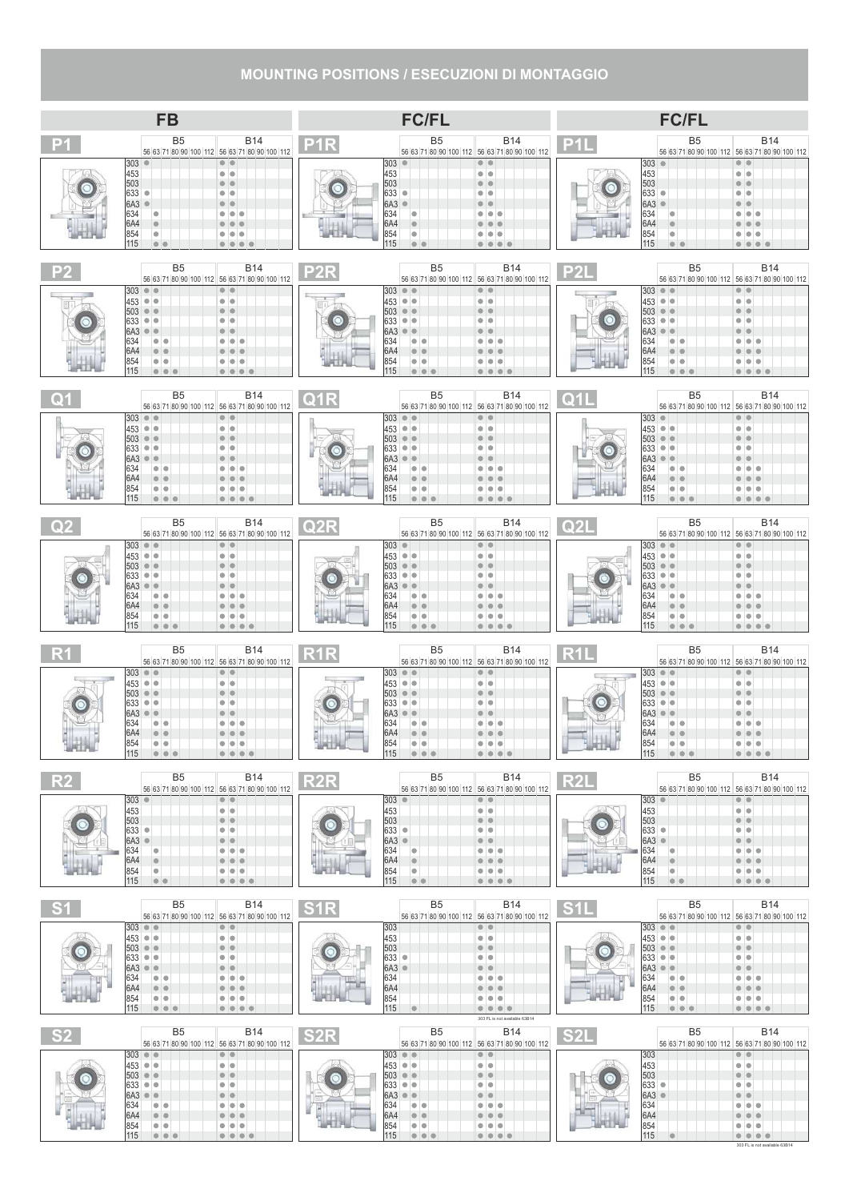# MOUNTING POSITIONS / ESECUZIONI DI MONTAGGIO

## P1 (FB)

| Size | B5 56 | B5 63 | B5 71 | B5 80 | B5 90 | B5 100 | B5 112 | B14 56 | B14 63 | B14 71 | B14 80 | B14 90 | B14 100 | B14 112 |
|---|---|---|---|---|---|---|---|---|---|---|---|---|---|---|
| 303 | ● | | | | | | | ● | ● | | | | | |
| 453 | | | | | | | | ● | ● | | | | | |
| 503 | | | | | | | | ● | ● | | | | | |
| 633 | ● | | | | | | | ● | ● | | | | | |
| 6A3 | ● | | | | | | | ● | ● | | | | | |
| 634 | | ● | | | | | | ● | ● | ● | | | | |
| 6A4 | | ● | | | | | | ● | ● | ● | | | | |
| 854 | | ● | | | | | | ● | ● | ● | | | | |
| 115 | | ● | ● | | | | | ● | ● | ● | ● | | | |

## P1R (FC/FL)

| Size | B5 56 | B5 63 | B5 71 | B5 80 | B5 90 | B5 100 | B5 112 | B14 56 | B14 63 | B14 71 | B14 80 | B14 90 | B14 100 | B14 112 |
|---|---|---|---|---|---|---|---|---|---|---|---|---|---|---|
| 303 | ● | | | | | | | ● | ● | | | | | |
| 453 | | | | | | | | ● | ● | | | | | |
| 503 | | | | | | | | ● | ● | | | | | |
| 633 | ● | | | | | | | ● | ● | | | | | |
| 6A3 | ● | | | | | | | ● | ● | | | | | |
| 634 | | ● | | | | | | ● | ● | ● | | | | |
| 6A4 | | ● | | | | | | ● | ● | ● | | | | |
| 854 | | ● | | | | | | ● | ● | ● | | | | |
| 115 | | ● | ● | | | | | ● | ● | ● | ● | | | |

## P1L (FC/FL)

| Size | B5 56 | B5 63 | B5 71 | B5 80 | B5 90 | B5 100 | B5 112 | B14 56 | B14 63 | B14 71 | B14 80 | B14 90 | B14 100 | B14 112 |
|---|---|---|---|---|---|---|---|---|---|---|---|---|---|---|
| 303 | ● | | | | | | | ● | ● | | | | | |
| 453 | | | | | | | | ● | ● | | | | | |
| 503 | | | | | | | | ● | ● | | | | | |
| 633 | ● | | | | | | | ● | ● | | | | | |
| 6A3 | ● | | | | | | | ● | ● | | | | | |
| 634 | | ● | | | | | | ● | ● | ● | | | | |
| 6A4 | | ● | | | | | | ● | ● | ● | | | | |
| 854 | | ● | | | | | | ● | ● | ● | | | | |
| 115 | | ● | ● | | | | | ● | ● | ● | ● | | | |

## P2 (FB)

| Size | B5 56 | B5 63 | B5 71 | B5 80 | B5 90 | B5 100 | B5 112 | B14 56 | B14 63 | B14 71 | B14 80 | B14 90 | B14 100 | B14 112 |
|---|---|---|---|---|---|---|---|---|---|---|---|---|---|---|
| 303 | ● | ● | | | | | | ● | ● | | | | | |
| 453 | ● | ● | | | | | | ● | ● | | | | | |
| 503 | ● | ● | | | | | | ● | ● | | | | | |
| 633 | ● | ● | | | | | | ● | ● | | | | | |
| 6A3 | ● | ● | | | | | | ● | ● | | | | | |
| 634 | | ● | ● | | | | | ● | ● | ● | | | | |
| 6A4 | | ● | ● | | | | | ● | ● | ● | | | | |
| 854 | | ● | ● | | | | | ● | ● | ● | | | | |
| 115 | | ● | ● | ● | | | | ● | ● | ● | ● | | | |

## P2R (FC/FL)

| Size | B5 56 | B5 63 | B5 71 | B5 80 | B5 90 | B5 100 | B5 112 | B14 56 | B14 63 | B14 71 | B14 80 | B14 90 | B14 100 | B14 112 |
|---|---|---|---|---|---|---|---|---|---|---|---|---|---|---|
| 303 | ● | ● | | | | | | ● | ● | | | | | |
| 453 | ● | ● | | | | | | ● | ● | | | | | |
| 503 | ● | ● | | | | | | ● | ● | | | | | |
| 633 | ● | ● | | | | | | ● | ● | | | | | |
| 6A3 | ● | ● | | | | | | ● | ● | | | | | |
| 634 | | ● | ● | | | | | ● | ● | ● | | | | |
| 6A4 | | ● | ● | | | | | ● | ● | ● | | | | |
| 854 | | ● | ● | | | | | ● | ● | ● | | | | |
| 115 | | ● | ● | ● | | | | ● | ● | ● | ● | | | |

## P2L (FC/FL)

| Size | B5 56 | B5 63 | B5 71 | B5 80 | B5 90 | B5 100 | B5 112 | B14 56 | B14 63 | B14 71 | B14 80 | B14 90 | B14 100 | B14 112 |
|---|---|---|---|---|---|---|---|---|---|---|---|---|---|---|
| 303 | ● | ● | | | | | | ● | ● | | | | | |
| 453 | ● | ● | | | | | | ● | ● | | | | | |
| 503 | ● | ● | | | | | | ● | ● | | | | | |
| 633 | ● | ● | | | | | | ● | ● | | | | | |
| 6A3 | ● | ● | | | | | | ● | ● | | | | | |
| 634 | | ● | ● | | | | | ● | ● | ● | | | | |
| 6A4 | | ● | ● | | | | | ● | ● | ● | | | | |
| 854 | | ● | ● | | | | | ● | ● | ● | | | | |
| 115 | | ● | ● | ● | | | | ● | ● | ● | ● | | | |

## Q1 (FB)

| Size | B5 56 | B5 63 | B5 71 | B5 80 | B5 90 | B5 100 | B5 112 | B14 56 | B14 63 | B14 71 | B14 80 | B14 90 | B14 100 | B14 112 |
|---|---|---|---|---|---|---|---|---|---|---|---|---|---|---|
| 303 | ● | ● | | | | | | ● | ● | | | | | |
| 453 | ● | ● | | | | | | ● | ● | | | | | |
| 503 | ● | ● | | | | | | ● | ● | | | | | |
| 633 | ● | ● | | | | | | ● | ● | | | | | |
| 6A3 | ● | ● | | | | | | ● | ● | | | | | |
| 634 | | ● | ● | | | | | ● | ● | ● | | | | |
| 6A4 | | ● | ● | | | | | ● | ● | ● | | | | |
| 854 | | ● | ● | | | | | ● | ● | ● | | | | |
| 115 | | ● | ● | ● | | | | ● | ● | ● | ● | | | |

## Q1R (FC/FL)

| Size | B5 56 | B5 63 | B5 71 | B5 80 | B5 90 | B5 100 | B5 112 | B14 56 | B14 63 | B14 71 | B14 80 | B14 90 | B14 100 | B14 112 |
|---|---|---|---|---|---|---|---|---|---|---|---|---|---|---|
| 303 | ● | ● | | | | | | ● | ● | | | | | |
| 453 | ● | ● | | | | | | ● | ● | | | | | |
| 503 | ● | ● | | | | | | ● | ● | | | | | |
| 633 | ● | ● | | | | | | ● | ● | | | | | |
| 6A3 | ● | ● | | | | | | ● | ● | | | | | |
| 634 | | ● | ● | | | | | ● | ● | ● | | | | |
| 6A4 | | ● | ● | | | | | ● | ● | ● | | | | |
| 854 | | ● | ● | | | | | ● | ● | ● | | | | |
| 115 | | ● | ● | ● | | | | ● | ● | ● | ● | | | |

## Q1L (FC/FL)

| Size | B5 56 | B5 63 | B5 71 | B5 80 | B5 90 | B5 100 | B5 112 | B14 56 | B14 63 | B14 71 | B14 80 | B14 90 | B14 100 | B14 112 |
|---|---|---|---|---|---|---|---|---|---|---|---|---|---|---|
| 303 | ● | | | | | | | ● | ● | | | | | |
| 453 | ● | ● | | | | | | ● | ● | | | | | |
| 503 | ● | ● | | | | | | ● | ● | | | | | |
| 633 | ● | ● | | | | | | ● | ● | | | | | |
| 6A3 | ● | ● | | | | | | ● | ● | | | | | |
| 634 | | ● | ● | | | | | ● | ● | ● | | | | |
| 6A4 | | ● | ● | | | | | ● | ● | ● | | | | |
| 854 | | ● | ● | | | | | ● | ● | ● | | | | |
| 115 | | ● | ● | ● | | | | ● | ● | ● | ● | | | |

## Q2 (FB)

| Size | B5 56 | B5 63 | B5 71 | B5 80 | B5 90 | B5 100 | B5 112 | B14 56 | B14 63 | B14 71 | B14 80 | B14 90 | B14 100 | B14 112 |
|---|---|---|---|---|---|---|---|---|---|---|---|---|---|---|
| 303 | ● | ● | | | | | | ● | ● | | | | | |
| 453 | ● | ● | | | | | | ● | ● | | | | | |
| 503 | ● | ● | | | | | | ● | ● | | | | | |
| 633 | ● | ● | | | | | | ● | ● | | | | | |
| 6A3 | ● | ● | | | | | | ● | ● | | | | | |
| 634 | | ● | ● | | | | | ● | ● | ● | | | | |
| 6A4 | | ● | ● | | | | | ● | ● | ● | | | | |
| 854 | | ● | ● | | | | | ● | ● | ● | | | | |
| 115 | | ● | ● | ● | | | | ● | ● | ● | ● | | | |

## Q2R (FC/FL)

| Size | B5 56 | B5 63 | B5 71 | B5 80 | B5 90 | B5 100 | B5 112 | B14 56 | B14 63 | B14 71 | B14 80 | B14 90 | B14 100 | B14 112 |
|---|---|---|---|---|---|---|---|---|---|---|---|---|---|---|
| 303 | ● | | | | | | | ● | ● | | | | | |
| 453 | ● | ● | | | | | | ● | ● | | | | | |
| 503 | ● | ● | | | | | | ● | ● | | | | | |
| 633 | ● | ● | | | | | | ● | ● | | | | | |
| 6A3 | ● | ● | | | | | | ● | ● | | | | | |
| 634 | | ● | ● | | | | | ● | ● | ● | | | | |
| 6A4 | | ● | ● | | | | | ● | ● | ● | | | | |
| 854 | | ● | ● | | | | | ● | ● | ● | | | | |
| 115 | | ● | ● | ● | | | | ● | ● | ● | ● | | | |

## Q2L (FC/FL)

| Size | B5 56 | B5 63 | B5 71 | B5 80 | B5 90 | B5 100 | B5 112 | B14 56 | B14 63 | B14 71 | B14 80 | B14 90 | B14 100 | B14 112 |
|---|---|---|---|---|---|---|---|---|---|---|---|---|---|---|
| 303 | ● | ● | | | | | | ● | ● | | | | | |
| 453 | ● | ● | | | | | | ● | ● | | | | | |
| 503 | ● | ● | | | | | | ● | ● | | | | | |
| 633 | ● | ● | | | | | | ● | ● | | | | | |
| 6A3 | ● | ● | | | | | | ● | ● | | | | | |
| 634 | | ● | ● | | | | | ● | ● | ● | | | | |
| 6A4 | | ● | ● | | | | | ● | ● | ● | | | | |
| 854 | | ● | ● | | | | | ● | ● | ● | | | | |
| 115 | | ● | ● | ● | | | | ● | ● | ● | ● | | | |

## R1 (FB)

| Size | B5 56 | B5 63 | B5 71 | B5 80 | B5 90 | B5 100 | B5 112 | B14 56 | B14 63 | B14 71 | B14 80 | B14 90 | B14 100 | B14 112 |
|---|---|---|---|---|---|---|---|---|---|---|---|---|---|---|
| 303 | ● | ● | | | | | | ● | ● | | | | | |
| 453 | ● | ● | | | | | | ● | ● | | | | | |
| 503 | ● | ● | | | | | | ● | ● | | | | | |
| 633 | ● | ● | | | | | | ● | ● | | | | | |
| 6A3 | ● | ● | | | | | | ● | ● | | | | | |
| 634 | | ● | ● | | | | | ● | ● | ● | | | | |
| 6A4 | | ● | ● | | | | | ● | ● | ● | | | | |
| 854 | | ● | ● | | | | | ● | ● | ● | | | | |
| 115 | | ● | ● | ● | | | | ● | ● | ● | ● | | | |

## R1R (FC/FL)

| Size | B5 56 | B5 63 | B5 71 | B5 80 | B5 90 | B5 100 | B5 112 | B14 56 | B14 63 | B14 71 | B14 80 | B14 90 | B14 100 | B14 112 |
|---|---|---|---|---|---|---|---|---|---|---|---|---|---|---|
| 303 | ● | ● | | | | | | ● | ● | | | | | |
| 453 | ● | ● | | | | | | ● | ● | | | | | |
| 503 | ● | ● | | | | | | ● | ● | | | | | |
| 633 | ● | ● | | | | | | ● | ● | | | | | |
| 6A3 | ● | ● | | | | | | ● | ● | | | | | |
| 634 | | ● | ● | | | | | ● | ● | ● | | | | |
| 6A4 | | ● | ● | | | | | ● | ● | ● | | | | |
| 854 | | ● | ● | | | | | ● | ● | ● | | | | |
| 115 | | ● | ● | ● | | | | ● | ● | ● | ● | | | |

## R1L (FC/FL)

| Size | B5 56 | B5 63 | B5 71 | B5 80 | B5 90 | B5 100 | B5 112 | B14 56 | B14 63 | B14 71 | B14 80 | B14 90 | B14 100 | B14 112 |
|---|---|---|---|---|---|---|---|---|---|---|---|---|---|---|
| 303 | ● | ● | | | | | | ● | ● | | | | | |
| 453 | ● | ● | | | | | | ● | ● | | | | | |
| 503 | ● | ● | | | | | | ● | ● | | | | | |
| 633 | ● | ● | | | | | | ● | ● | | | | | |
| 6A3 | ● | ● | | | | | | ● | ● | | | | | |
| 634 | | ● | ● | | | | | ● | ● | ● | | | | |
| 6A4 | | ● | ● | | | | | ● | ● | ● | | | | |
| 854 | | ● | ● | | | | | ● | ● | ● | | | | |
| 115 | | ● | ● | ● | | | | ● | ● | ● | ● | | | |

## R2 (FB)

| Size | B5 56 | B5 63 | B5 71 | B5 80 | B5 90 | B5 100 | B5 112 | B14 56 | B14 63 | B14 71 | B14 80 | B14 90 | B14 100 | B14 112 |
|---|---|---|---|---|---|---|---|---|---|---|---|---|---|---|
| 303 | ● | | | | | | | ● | ● | | | | | |
| 453 | | | | | | | | ● | ● | | | | | |
| 503 | | | | | | | | ● | ● | | | | | |
| 633 | ● | | | | | | | ● | ● | | | | | |
| 6A3 | ● | | | | | | | ● | ● | | | | | |
| 634 | | ● | | | | | | ● | ● | ● | | | | |
| 6A4 | | ● | | | | | | ● | ● | ● | | | | |
| 854 | | ● | | | | | | ● | ● | ● | | | | |
| 115 | | ● | ● | | | | | ● | ● | ● | ● | | | |

## R2R (FC/FL)

| Size | B5 56 | B5 63 | B5 71 | B5 80 | B5 90 | B5 100 | B5 112 | B14 56 | B14 63 | B14 71 | B14 80 | B14 90 | B14 100 | B14 112 |
|---|---|---|---|---|---|---|---|---|---|---|---|---|---|---|
| 303 | ● | | | | | | | ● | ● | | | | | |
| 453 | | | | | | | | ● | ● | | | | | |
| 503 | | | | | | | | ● | ● | | | | | |
| 633 | ● | | | | | | | ● | ● | | | | | |
| 6A3 | ● | | | | | | | ● | ● | | | | | |
| 634 | | ● | | | | | | ● | ● | ● | | | | |
| 6A4 | | ● | | | | | | ● | ● | ● | | | | |
| 854 | | ● | | | | | | ● | ● | ● | | | | |
| 115 | | ● | ● | | | | | ● | ● | ● | ● | | | |

## R2L (FC/FL)

| Size | B5 56 | B5 63 | B5 71 | B5 80 | B5 90 | B5 100 | B5 112 | B14 56 | B14 63 | B14 71 | B14 80 | B14 90 | B14 100 | B14 112 |
|---|---|---|---|---|---|---|---|---|---|---|---|---|---|---|
| 303 | ● | | | | | | | ● | ● | | | | | |
| 453 | | | | | | | | ● | ● | | | | | |
| 503 | | | | | | | | ● | ● | | | | | |
| 633 | ● | | | | | | | ● | ● | | | | | |
| 6A3 | ● | | | | | | | ● | ● | | | | | |
| 634 | | ● | | | | | | ● | ● | ● | | | | |
| 6A4 | | ● | | | | | | ● | ● | ● | | | | |
| 854 | | ● | | | | | | ● | ● | ● | | | | |
| 115 | | ● | ● | | | | | ● | ● | ● | ● | | | |

## S1 (FB)

| Size | B5 56 | B5 63 | B5 71 | B5 80 | B5 90 | B5 100 | B5 112 | B14 56 | B14 63 | B14 71 | B14 80 | B14 90 | B14 100 | B14 112 |
|---|---|---|---|---|---|---|---|---|---|---|---|---|---|---|
| 303 | ● | ● | | | | | | ● | ● | | | | | |
| 453 | ● | ● | | | | | | ● | ● | | | | | |
| 503 | ● | ● | | | | | | ● | ● | | | | | |
| 633 | ● | ● | | | | | | ● | ● | | | | | |
| 6A3 | ● | ● | | | | | | ● | ● | | | | | |
| 634 | | ● | ● | | | | | ● | ● | ● | | | | |
| 6A4 | | ● | ● | | | | | ● | ● | ● | | | | |
| 854 | | ● | ● | | | | | ● | ● | ● | | | | |
| 115 | | ● | ● | ● | | | | ● | ● | ● | ● | | | |

## S1R (FC/FL)

| Size | B5 56 | B5 63 | B5 71 | B5 80 | B5 90 | B5 100 | B5 112 | B14 56 | B14 63 | B14 71 | B14 80 | B14 90 | B14 100 | B14 112 |
|---|---|---|---|---|---|---|---|---|---|---|---|---|---|---|
| 303 | | | | | | | | ● | ● | | | | | |
| 453 | | | | | | | | ● | ● | | | | | |
| 503 | | | | | | | | ● | ● | | | | | |
| 633 | ● | | | | | | | ● | ● | | | | | |
| 6A3 | ● | | | | | | | ● | ● | | | | | |
| 634 | | | | | | | | ● | ● | ● | | | | |
| 6A4 | | | | | | | | ● | ● | ● | | | | |
| 854 | | | | | | | | ● | ● | ● | | | | |
| 115 | | ● | | | | | | ● | ● | ● | ● | | | |

303 FL is not available 63B14

## S1L (FC/FL)

| Size | B5 56 | B5 63 | B5 71 | B5 80 | B5 90 | B5 100 | B5 112 | B14 56 | B14 63 | B14 71 | B14 80 | B14 90 | B14 100 | B14 112 |
|---|---|---|---|---|---|---|---|---|---|---|---|---|---|---|
| 303 | ● | ● | | | | | | ● | ● | | | | | |
| 453 | ● | ● | | | | | | ● | ● | | | | | |
| 503 | ● | ● | | | | | | ● | ● | | | | | |
| 633 | ● | ● | | | | | | ● | ● | | | | | |
| 6A3 | ● | ● | | | | | | ● | ● | | | | | |
| 634 | | ● | ● | | | | | ● | ● | ● | | | | |
| 6A4 | | ● | ● | | | | | ● | ● | ● | | | | |
| 854 | | ● | ● | | | | | ● | ● | ● | | | | |
| 115 | | ● | ● | ● | | | | ● | ● | ● | ● | | | |

## S2 (FB)

| Size | B5 56 | B5 63 | B5 71 | B5 80 | B5 90 | B5 100 | B5 112 | B14 56 | B14 63 | B14 71 | B14 80 | B14 90 | B14 100 | B14 112 |
|---|---|---|---|---|---|---|---|---|---|---|---|---|---|---|
| 303 | ● | ● | | | | | | ● | ● | | | | | |
| 453 | ● | ● | | | | | | ● | ● | | | | | |
| 503 | ● | ● | | | | | | ● | ● | | | | | |
| 633 | ● | ● | | | | | | ● | ● | | | | | |
| 6A3 | ● | ● | | | | | | ● | ● | | | | | |
| 634 | | ● | ● | | | | | ● | ● | ● | | | | |
| 6A4 | | ● | ● | | | | | ● | ● | ● | | | | |
| 854 | | ● | ● | | | | | ● | ● | ● | | | | |
| 115 | | ● | ● | ● | | | | ● | ● | ● | ● | | | |

## S2R (FC/FL)

| Size | B5 56 | B5 63 | B5 71 | B5 80 | B5 90 | B5 100 | B5 112 | B14 56 | B14 63 | B14 71 | B14 80 | B14 90 | B14 100 | B14 112 |
|---|---|---|---|---|---|---|---|---|---|---|---|---|---|---|
| 303 | ● | ● | | | | | | ● | ● | | | | | |
| 453 | ● | ● | | | | | | ● | ● | | | | | |
| 503 | ● | ● | | | | | | ● | ● | | | | | |
| 633 | ● | ● | | | | | | ● | ● | | | | | |
| 6A3 | ● | ● | | | | | | ● | ● | | | | | |
| 634 | | ● | ● | | | | | ● | ● | ● | | | | |
| 6A4 | | ● | ● | | | | | ● | ● | ● | | | | |
| 854 | | ● | ● | | | | | ● | ● | ● | | | | |
| 115 | | ● | ● | ● | | | | ● | ● | ● | ● | | | |

## S2L (FC/FL)

| Size | B5 56 | B5 63 | B5 71 | B5 80 | B5 90 | B5 100 | B5 112 | B14 56 | B14 63 | B14 71 | B14 80 | B14 90 | B14 100 | B14 112 |
|---|---|---|---|---|---|---|---|---|---|---|---|---|---|---|
| 303 | | | | | | | | ● | ● | | | | | |
| 453 | | | | | | | | ● | ● | | | | | |
| 503 | | | | | | | | ● | ● | | | | | |
| 633 | ● | | | | | | | ● | ● | | | | | |
| 6A3 | ● | | | | | | | ● | ● | | | | | |
| 634 | | | | | | | | ● | ● | ● | | | | |
| 6A4 | | | | | | | | ● | ● | ● | | | | |
| 854 | | | | | | | | ● | ● | ● | | | | |
| 115 | | ● | | | | | | ● | ● | ● | ● | | | |

303 FL is not available 63B14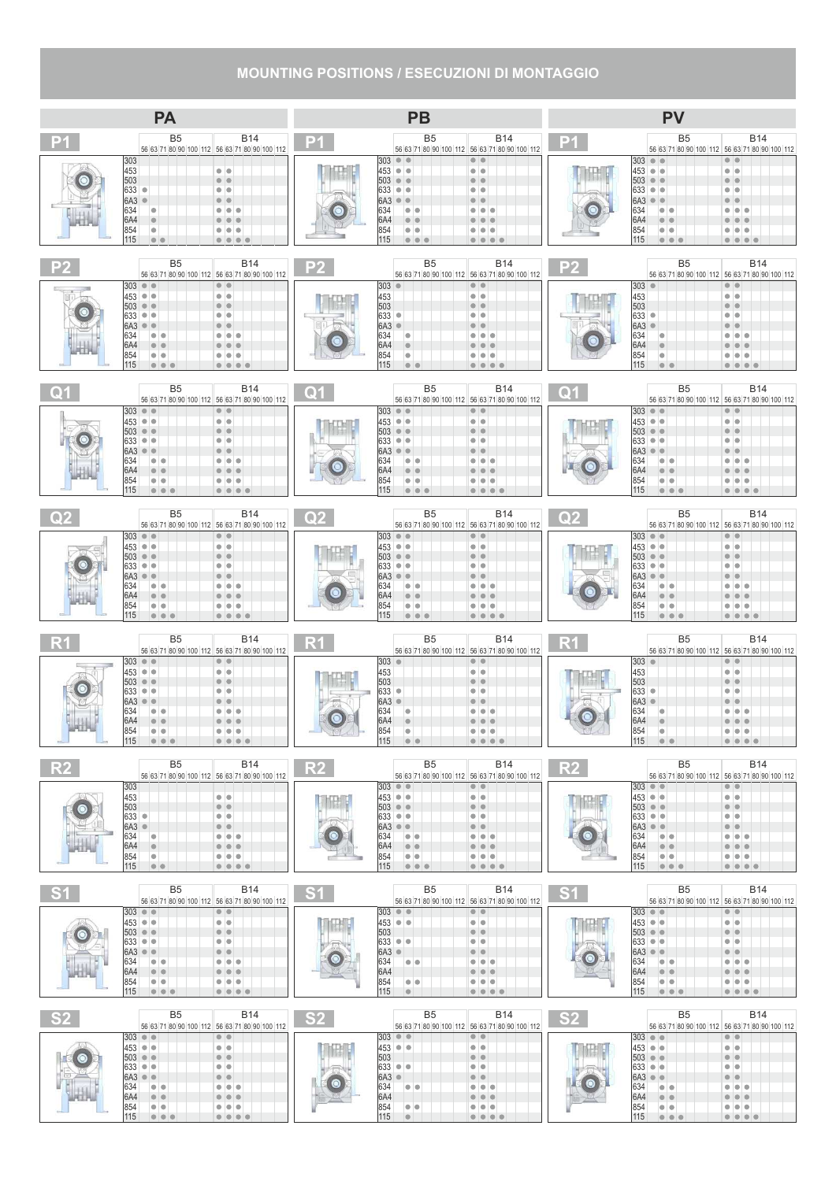## MOUNTING POSITIONS / ESECUZIONI DI MONTAGGIO

### PA

#### P1

| | B5 | | | | | | | B14 | | | | | | |
|---|---|---|---|---|---|---|---|---|---|---|---|---|---|---|
| | 56 | 63 | 71 | 80 | 90 | 100 | 112 | 56 | 63 | 71 | 80 | 90 | 100 | 112 |
| 303 | | | | | | | | | | | | | | |
| 453 | | | | | | | | ● | ● | | | | | |
| 503 | | | | | | | | ● | ● | | | | | |
| 633 | ● | | | | | | | ● | ● | | | | | |
| 6A3 | ● | | | | | | | ● | ● | | | | | |
| 634 | | ● | | | | | | ● | ● | ● | | | | |
| 6A4 | | ● | | | | | | ● | ● | ● | | | | |
| 854 | | ● | | | | | | ● | ● | ● | | | | |
| 115 | | ● | ● | | | | | ● | ● | ● | ● | | | |

#### P2

| | B5 | | | | | | | B14 | | | | | | |
|---|---|---|---|---|---|---|---|---|---|---|---|---|---|---|
| | 56 | 63 | 71 | 80 | 90 | 100 | 112 | 56 | 63 | 71 | 80 | 90 | 100 | 112 |
| 303 | ● | ● | | | | | | ● | ● | | | | | |
| 453 | ● | ● | | | | | | ● | ● | | | | | |
| 503 | ● | ● | | | | | | ● | ● | | | | | |
| 633 | ● | ● | | | | | | ● | ● | | | | | |
| 6A3 | ● | ● | | | | | | ● | ● | | | | | |
| 634 | | ● | ● | | | | | ● | ● | ● | | | | |
| 6A4 | | ● | ● | | | | | ● | ● | ● | | | | |
| 854 | | ● | ● | | | | | ● | ● | ● | | | | |
| 115 | | ● | ● | ● | | | | ● | ● | ● | ● | | | |

#### Q1

| | B5 | | | | | | | B14 | | | | | | |
|---|---|---|---|---|---|---|---|---|---|---|---|---|---|---|
| | 56 | 63 | 71 | 80 | 90 | 100 | 112 | 56 | 63 | 71 | 80 | 90 | 100 | 112 |
| 303 | ● | ● | | | | | | ● | ● | | | | | |
| 453 | ● | ● | | | | | | ● | ● | | | | | |
| 503 | ● | ● | | | | | | ● | ● | | | | | |
| 633 | ● | ● | | | | | | ● | ● | | | | | |
| 6A3 | ● | ● | | | | | | ● | ● | | | | | |
| 634 | | ● | ● | | | | | ● | ● | ● | | | | |
| 6A4 | | ● | ● | | | | | ● | ● | ● | | | | |
| 854 | | ● | ● | | | | | ● | ● | ● | | | | |
| 115 | | ● | ● | ● | | | | ● | ● | ● | ● | | | |

#### Q2

| | B5 | | | | | | | B14 | | | | | | |
|---|---|---|---|---|---|---|---|---|---|---|---|---|---|---|
| | 56 | 63 | 71 | 80 | 90 | 100 | 112 | 56 | 63 | 71 | 80 | 90 | 100 | 112 |
| 303 | ● | ● | | | | | | ● | ● | | | | | |
| 453 | ● | ● | | | | | | ● | ● | | | | | |
| 503 | ● | ● | | | | | | ● | ● | | | | | |
| 633 | ● | ● | | | | | | ● | ● | | | | | |
| 6A3 | ● | ● | | | | | | ● | ● | | | | | |
| 634 | | ● | ● | | | | | ● | ● | ● | | | | |
| 6A4 | | ● | ● | | | | | ● | ● | ● | | | | |
| 854 | | ● | ● | | | | | ● | ● | ● | | | | |
| 115 | | ● | ● | ● | | | | ● | ● | ● | ● | | | |

#### R1

| | B5 | | | | | | | B14 | | | | | | |
|---|---|---|---|---|---|---|---|---|---|---|---|---|---|---|
| | 56 | 63 | 71 | 80 | 90 | 100 | 112 | 56 | 63 | 71 | 80 | 90 | 100 | 112 |
| 303 | ● | ● | | | | | | ● | ● | | | | | |
| 453 | ● | ● | | | | | | ● | ● | | | | | |
| 503 | ● | ● | | | | | | ● | ● | | | | | |
| 633 | ● | ● | | | | | | ● | ● | | | | | |
| 6A3 | ● | ● | | | | | | ● | ● | | | | | |
| 634 | | ● | ● | | | | | ● | ● | ● | | | | |
| 6A4 | | ● | ● | | | | | ● | ● | ● | | | | |
| 854 | | ● | ● | | | | | ● | ● | ● | | | | |
| 115 | | ● | ● | ● | | | | ● | ● | ● | ● | | | |

#### R2

| | B5 | | | | | | | B14 | | | | | | |
|---|---|---|---|---|---|---|---|---|---|---|---|---|---|---|
| | 56 | 63 | 71 | 80 | 90 | 100 | 112 | 56 | 63 | 71 | 80 | 90 | 100 | 112 |
| 303 | | | | | | | | | | | | | | |
| 453 | | | | | | | | ● | ● | | | | | |
| 503 | | | | | | | | ● | ● | | | | | |
| 633 | ● | | | | | | | ● | ● | | | | | |
| 6A3 | ● | | | | | | | ● | ● | | | | | |
| 634 | | ● | | | | | | ● | ● | ● | | | | |
| 6A4 | | ● | | | | | | ● | ● | ● | | | | |
| 854 | | ● | | | | | | ● | ● | ● | | | | |
| 115 | | ● | ● | | | | | ● | ● | ● | ● | | | |

#### S1

| | B5 | | | | | | | B14 | | | | | | |
|---|---|---|---|---|---|---|---|---|---|---|---|---|---|---|
| | 56 | 63 | 71 | 80 | 90 | 100 | 112 | 56 | 63 | 71 | 80 | 90 | 100 | 112 |
| 303 | ● | ● | | | | | | ● | ● | | | | | |
| 453 | ● | ● | | | | | | ● | ● | | | | | |
| 503 | ● | ● | | | | | | ● | ● | | | | | |
| 633 | ● | ● | | | | | | ● | ● | | | | | |
| 6A3 | ● | ● | | | | | | ● | ● | | | | | |
| 634 | | ● | ● | | | | | ● | ● | ● | | | | |
| 6A4 | | ● | ● | | | | | ● | ● | ● | | | | |
| 854 | | ● | ● | | | | | ● | ● | ● | | | | |
| 115 | | ● | ● | ● | | | | ● | ● | ● | ● | | | |

#### S2

| | B5 | | | | | | | B14 | | | | | | |
|---|---|---|---|---|---|---|---|---|---|---|---|---|---|---|
| | 56 | 63 | 71 | 80 | 90 | 100 | 112 | 56 | 63 | 71 | 80 | 90 | 100 | 112 |
| 303 | ● | ● | | | | | | ● | ● | | | | | |
| 453 | ● | ● | | | | | | ● | ● | | | | | |
| 503 | ● | ● | | | | | | ● | ● | | | | | |
| 633 | ● | ● | | | | | | ● | ● | | | | | |
| 6A3 | ● | ● | | | | | | ● | ● | | | | | |
| 634 | | ● | ● | | | | | ● | ● | ● | | | | |
| 6A4 | | ● | ● | | | | | ● | ● | ● | | | | |
| 854 | | ● | ● | | | | | ● | ● | ● | | | | |
| 115 | | ● | ● | ● | | | | ● | ● | ● | ● | | | |

### PB

#### P1

| | B5 | | | | | | | B14 | | | | | | |
|---|---|---|---|---|---|---|---|---|---|---|---|---|---|---|
| | 56 | 63 | 71 | 80 | 90 | 100 | 112 | 56 | 63 | 71 | 80 | 90 | 100 | 112 |
| 303 | ● | ● | | | | | | ● | ● | | | | | |
| 453 | ● | ● | | | | | | ● | ● | | | | | |
| 503 | ● | ● | | | | | | ● | ● | | | | | |
| 633 | ● | ● | | | | | | ● | ● | | | | | |
| 6A3 | ● | ● | | | | | | ● | ● | | | | | |
| 634 | | ● | ● | | | | | ● | ● | ● | | | | |
| 6A4 | | ● | ● | | | | | ● | ● | ● | | | | |
| 854 | | ● | ● | | | | | ● | ● | ● | | | | |
| 115 | | ● | ● | ● | | | | ● | ● | ● | ● | | | |

#### P2

| | B5 | | | | | | | B14 | | | | | | |
|---|---|---|---|---|---|---|---|---|---|---|---|---|---|---|
| | 56 | 63 | 71 | 80 | 90 | 100 | 112 | 56 | 63 | 71 | 80 | 90 | 100 | 112 |
| 303 | ● | | | | | | | ● | ● | | | | | |
| 453 | | | | | | | | ● | ● | | | | | |
| 503 | | | | | | | | ● | ● | | | | | |
| 633 | ● | | | | | | | ● | ● | | | | | |
| 6A3 | ● | | | | | | | ● | ● | | | | | |
| 634 | | ● | | | | | | ● | ● | ● | | | | |
| 6A4 | | ● | | | | | | ● | ● | ● | | | | |
| 854 | | ● | | | | | | ● | ● | ● | | | | |
| 115 | | ● | ● | | | | | ● | ● | ● | ● | | | |

#### Q1

| | B5 | | | | | | | B14 | | | | | | |
|---|---|---|---|---|---|---|---|---|---|---|---|---|---|---|
| | 56 | 63 | 71 | 80 | 90 | 100 | 112 | 56 | 63 | 71 | 80 | 90 | 100 | 112 |
| 303 | ● | ● | | | | | | ● | ● | | | | | |
| 453 | ● | ● | | | | | | ● | ● | | | | | |
| 503 | ● | ● | | | | | | ● | ● | | | | | |
| 633 | ● | ● | | | | | | ● | ● | | | | | |
| 6A3 | ● | ● | | | | | | ● | ● | | | | | |
| 634 | | ● | ● | | | | | ● | ● | ● | | | | |
| 6A4 | | ● | ● | | | | | ● | ● | ● | | | | |
| 854 | | ● | ● | | | | | ● | ● | ● | | | | |
| 115 | | ● | ● | ● | | | | ● | ● | ● | ● | | | |

#### Q2

| | B5 | | | | | | | B14 | | | | | | |
|---|---|---|---|---|---|---|---|---|---|---|---|---|---|---|
| | 56 | 63 | 71 | 80 | 90 | 100 | 112 | 56 | 63 | 71 | 80 | 90 | 100 | 112 |
| 303 | ● | ● | | | | | | ● | ● | | | | | |
| 453 | ● | ● | | | | | | ● | ● | | | | | |
| 503 | ● | ● | | | | | | ● | ● | | | | | |
| 633 | ● | ● | | | | | | ● | ● | | | | | |
| 6A3 | ● | ● | | | | | | ● | ● | | | | | |
| 634 | | ● | ● | | | | | ● | ● | ● | | | | |
| 6A4 | | ● | ● | | | | | ● | ● | ● | | | | |
| 854 | | ● | ● | | | | | ● | ● | ● | | | | |
| 115 | | ● | ● | ● | | | | ● | ● | ● | ● | | | |

#### R1

| | B5 | | | | | | | B14 | | | | | | |
|---|---|---|---|---|---|---|---|---|---|---|---|---|---|---|
| | 56 | 63 | 71 | 80 | 90 | 100 | 112 | 56 | 63 | 71 | 80 | 90 | 100 | 112 |
| 303 | ● | | | | | | | ● | ● | | | | | |
| 453 | | | | | | | | ● | ● | | | | | |
| 503 | | | | | | | | ● | ● | | | | | |
| 633 | ● | | | | | | | ● | ● | | | | | |
| 6A3 | ● | | | | | | | ● | ● | | | | | |
| 634 | | ● | | | | | | ● | ● | ● | | | | |
| 6A4 | | ● | | | | | | ● | ● | ● | | | | |
| 854 | | ● | | | | | | ● | ● | ● | | | | |
| 115 | | ● | ● | | | | | ● | ● | ● | ● | | | |

#### R2

| | B5 | | | | | | | B14 | | | | | | |
|---|---|---|---|---|---|---|---|---|---|---|---|---|---|---|
| | 56 | 63 | 71 | 80 | 90 | 100 | 112 | 56 | 63 | 71 | 80 | 90 | 100 | 112 |
| 303 | ● | ● | | | | | | ● | ● | | | | | |
| 453 | ● | ● | | | | | | ● | ● | | | | | |
| 503 | ● | ● | | | | | | ● | ● | | | | | |
| 633 | ● | ● | | | | | | ● | ● | | | | | |
| 6A3 | ● | ● | | | | | | ● | ● | | | | | |
| 634 | | ● | ● | | | | | ● | ● | ● | | | | |
| 6A4 | | ● | ● | | | | | ● | ● | ● | | | | |
| 854 | | ● | ● | | | | | ● | ● | ● | | | | |
| 115 | | ● | ● | ● | | | | ● | ● | ● | ● | | | |

#### S1

| | B5 | | | | | | | B14 | | | | | | |
|---|---|---|---|---|---|---|---|---|---|---|---|---|---|---|
| | 56 | 63 | 71 | 80 | 90 | 100 | 112 | 56 | 63 | 71 | 80 | 90 | 100 | 112 |
| 303 | ● | ● | | | | | | ● | ● | | | | | |
| 453 | ● | ● | | | | | | ● | ● | | | | | |
| 503 | | | | | | | | ● | ● | | | | | |
| 633 | ● | ● | | | | | | ● | ● | | | | | |
| 6A3 | ● | | | | | | | ● | ● | | | | | |
| 634 | | ● | ● | | | | | ● | ● | ● | | | | |
| 6A4 | | | | | | | | ● | ● | ● | | | | |
| 854 | | ● | ● | | | | | ● | ● | ● | | | | |
| 115 | | ● | | | | | | ● | ● | ● | ● | | | |

#### S2

| | B5 | | | | | | | B14 | | | | | | |
|---|---|---|---|---|---|---|---|---|---|---|---|---|---|---|
| | 56 | 63 | 71 | 80 | 90 | 100 | 112 | 56 | 63 | 71 | 80 | 90 | 100 | 112 |
| 303 | ● | ● | | | | | | ● | ● | | | | | |
| 453 | ● | ● | | | | | | ● | ● | | | | | |
| 503 | | | | | | | | ● | ● | | | | | |
| 633 | ● | ● | | | | | | ● | ● | | | | | |
| 6A3 | ● | | | | | | | ● | ● | | | | | |
| 634 | | ● | ● | | | | | ● | ● | ● | | | | |
| 6A4 | | | | | | | | ● | ● | ● | | | | |
| 854 | | ● | ● | | | | | ● | ● | ● | | | | |
| 115 | | ● | | | | | | ● | ● | ● | ● | | | |

### PV

#### P1

| | B5 | | | | | | | B14 | | | | | | |
|---|---|---|---|---|---|---|---|---|---|---|---|---|---|---|
| | 56 | 63 | 71 | 80 | 90 | 100 | 112 | 56 | 63 | 71 | 80 | 90 | 100 | 112 |
| 303 | ● | ● | | | | | | ● | ● | | | | | |
| 453 | ● | ● | | | | | | ● | ● | | | | | |
| 503 | ● | ● | | | | | | ● | ● | | | | | |
| 633 | ● | ● | | | | | | ● | ● | | | | | |
| 6A3 | ● | ● | | | | | | ● | ● | | | | | |
| 634 | | ● | ● | | | | | ● | ● | ● | | | | |
| 6A4 | | ● | ● | | | | | ● | ● | ● | | | | |
| 854 | | ● | ● | | | | | ● | ● | ● | | | | |
| 115 | | ● | ● | ● | | | | ● | ● | ● | ● | | | |

#### P2

| | B5 | | | | | | | B14 | | | | | | |
|---|---|---|---|---|---|---|---|---|---|---|---|---|---|---|
| | 56 | 63 | 71 | 80 | 90 | 100 | 112 | 56 | 63 | 71 | 80 | 90 | 100 | 112 |
| 303 | ● | | | | | | | ● | ● | | | | | |
| 453 | | | | | | | | ● | ● | | | | | |
| 503 | | | | | | | | ● | ● | | | | | |
| 633 | ● | | | | | | | ● | ● | | | | | |
| 6A3 | ● | | | | | | | ● | ● | | | | | |
| 634 | | ● | | | | | | ● | ● | ● | | | | |
| 6A4 | | ● | | | | | | ● | ● | ● | | | | |
| 854 | | ● | | | | | | ● | ● | ● | | | | |
| 115 | | ● | ● | | | | | ● | ● | ● | ● | | | |

#### Q1

| | B5 | | | | | | | B14 | | | | | | |
|---|---|---|---|---|---|---|---|---|---|---|---|---|---|---|
| | 56 | 63 | 71 | 80 | 90 | 100 | 112 | 56 | 63 | 71 | 80 | 90 | 100 | 112 |
| 303 | ● | ● | | | | | | ● | ● | | | | | |
| 453 | ● | ● | | | | | | ● | ● | | | | | |
| 503 | ● | ● | | | | | | ● | ● | | | | | |
| 633 | ● | ● | | | | | | ● | ● | | | | | |
| 6A3 | ● | ● | | | | | | ● | ● | | | | | |
| 634 | | ● | ● | | | | | ● | ● | ● | | | | |
| 6A4 | | ● | ● | | | | | ● | ● | ● | | | | |
| 854 | | ● | ● | | | | | ● | ● | ● | | | | |
| 115 | | ● | ● | ● | | | | ● | ● | ● | ● | | | |

#### Q2

| | B5 | | | | | | | B14 | | | | | | |
|---|---|---|---|---|---|---|---|---|---|---|---|---|---|---|
| | 56 | 63 | 71 | 80 | 90 | 100 | 112 | 56 | 63 | 71 | 80 | 90 | 100 | 112 |
| 303 | ● | ● | | | | | | ● | ● | | | | | |
| 453 | ● | ● | | | | | | ● | ● | | | | | |
| 503 | ● | ● | | | | | | ● | ● | | | | | |
| 633 | ● | ● | | | | | | ● | ● | | | | | |
| 6A3 | ● | ● | | | | | | ● | ● | | | | | |
| 634 | | ● | ● | | | | | ● | ● | ● | | | | |
| 6A4 | | ● | ● | | | | | ● | ● | ● | | | | |
| 854 | | ● | ● | | | | | ● | ● | ● | | | | |
| 115 | | ● | ● | ● | | | | ● | ● | ● | ● | | | |

#### R1

| | B5 | | | | | | | B14 | | | | | | |
|---|---|---|---|---|---|---|---|---|---|---|---|---|---|---|
| | 56 | 63 | 71 | 80 | 90 | 100 | 112 | 56 | 63 | 71 | 80 | 90 | 100 | 112 |
| 303 | ● | | | | | | | ● | ● | | | | | |
| 453 | | | | | | | | ● | ● | | | | | |
| 503 | | | | | | | | ● | ● | | | | | |
| 633 | ● | | | | | | | ● | ● | | | | | |
| 6A3 | ● | | | | | | | ● | ● | | | | | |
| 634 | | ● | | | | | | ● | ● | ● | | | | |
| 6A4 | | ● | | | | | | ● | ● | ● | | | | |
| 854 | | ● | | | | | | ● | ● | ● | | | | |
| 115 | | ● | ● | | | | | ● | ● | ● | ● | | | |

#### R2

| | B5 | | | | | | | B14 | | | | | | |
|---|---|---|---|---|---|---|---|---|---|---|---|---|---|---|
| | 56 | 63 | 71 | 80 | 90 | 100 | 112 | 56 | 63 | 71 | 80 | 90 | 100 | 112 |
| 303 | ● | ● | | | | | | ● | ● | | | | | |
| 453 | ● | ● | | | | | | ● | ● | | | | | |
| 503 | ● | ● | | | | | | ● | ● | | | | | |
| 633 | ● | ● | | | | | | ● | ● | | | | | |
| 6A3 | ● | ● | | | | | | ● | ● | | | | | |
| 634 | | ● | ● | | | | | ● | ● | ● | | | | |
| 6A4 | | ● | ● | | | | | ● | ● | ● | | | | |
| 854 | | ● | ● | | | | | ● | ● | ● | | | | |
| 115 | | ● | ● | ● | | | | ● | ● | ● | ● | | | |

#### S1

| | B5 | | | | | | | B14 | | | | | | |
|---|---|---|---|---|---|---|---|---|---|---|---|---|---|---|
| | 56 | 63 | 71 | 80 | 90 | 100 | 112 | 56 | 63 | 71 | 80 | 90 | 100 | 112 |
| 303 | ● | ● | | | | | | ● | ● | | | | | |
| 453 | ● | ● | | | | | | ● | ● | | | | | |
| 503 | ● | ● | | | | | | ● | ● | | | | | |
| 633 | ● | ● | | | | | | ● | ● | | | | | |
| 6A3 | ● | ● | | | | | | ● | ● | | | | | |
| 634 | | ● | ● | | | | | ● | ● | ● | | | | |
| 6A4 | | ● | ● | | | | | ● | ● | ● | | | | |
| 854 | | ● | ● | | | | | ● | ● | ● | | | | |
| 115 | | ● | ● | ● | | | | ● | ● | ● | ● | | | |

#### S2

| | B5 | | | | | | | B14 | | | | | | |
|---|---|---|---|---|---|---|---|---|---|---|---|---|---|---|
| | 56 | 63 | 71 | 80 | 90 | 100 | 112 | 56 | 63 | 71 | 80 | 90 | 100 | 112 |
| 303 | ● | ● | | | | | | ● | ● | | | | | |
| 453 | ● | ● | | | | | | ● | ● | | | | | |
| 503 | ● | ● | | | | | | ● | ● | | | | | |
| 633 | ● | ● | | | | | | ● | ● | | | | | |
| 6A3 | ● | ● | | | | | | ● | ● | | | | | |
| 634 | | ● | ● | | | | | ● | ● | ● | | | | |
| 6A4 | | ● | ● | | | | | ● | ● | ● | | | | |
| 854 | | ● | ● | | | | | ● | ● | ● | | | | |
| 115 | | ● | ● | ● | | | | ● | ● | ● | ● | | | |